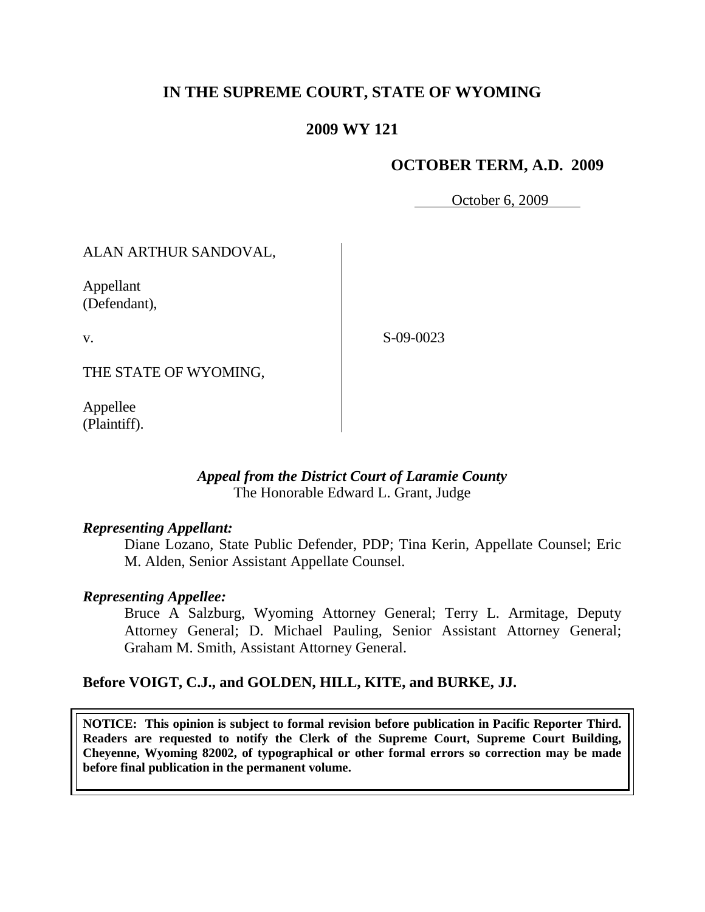# IN THE SUPREME COURT, STATE OF WYOMING

## 2009 WY 121

### OCTOBER TERM, A.D. 2009

October 6, 2009

| | |
|---|---|
| ALAN ARTHUR SANDOVAL,<br><br>Appellant<br>(Defendant),<br><br>v.<br><br>THE STATE OF WYOMING,<br><br>Appellee<br>(Plaintiff). | S-09-0023 |

*Appeal from the District Court of Laramie County*
The Honorable Edward L. Grant, Judge

***Representing Appellant:***

Diane Lozano, State Public Defender, PDP; Tina Kerin, Appellate Counsel; Eric M. Alden, Senior Assistant Appellate Counsel.

***Representing Appellee:***

Bruce A Salzburg, Wyoming Attorney General; Terry L. Armitage, Deputy Attorney General; D. Michael Pauling, Senior Assistant Attorney General; Graham M. Smith, Assistant Attorney General.

**Before VOIGT, C.J., and GOLDEN, HILL, KITE, and BURKE, JJ.**

**NOTICE: This opinion is subject to formal revision before publication in Pacific Reporter Third. Readers are requested to notify the Clerk of the Supreme Court, Supreme Court Building, Cheyenne, Wyoming 82002, of typographical or other formal errors so correction may be made before final publication in the permanent volume.**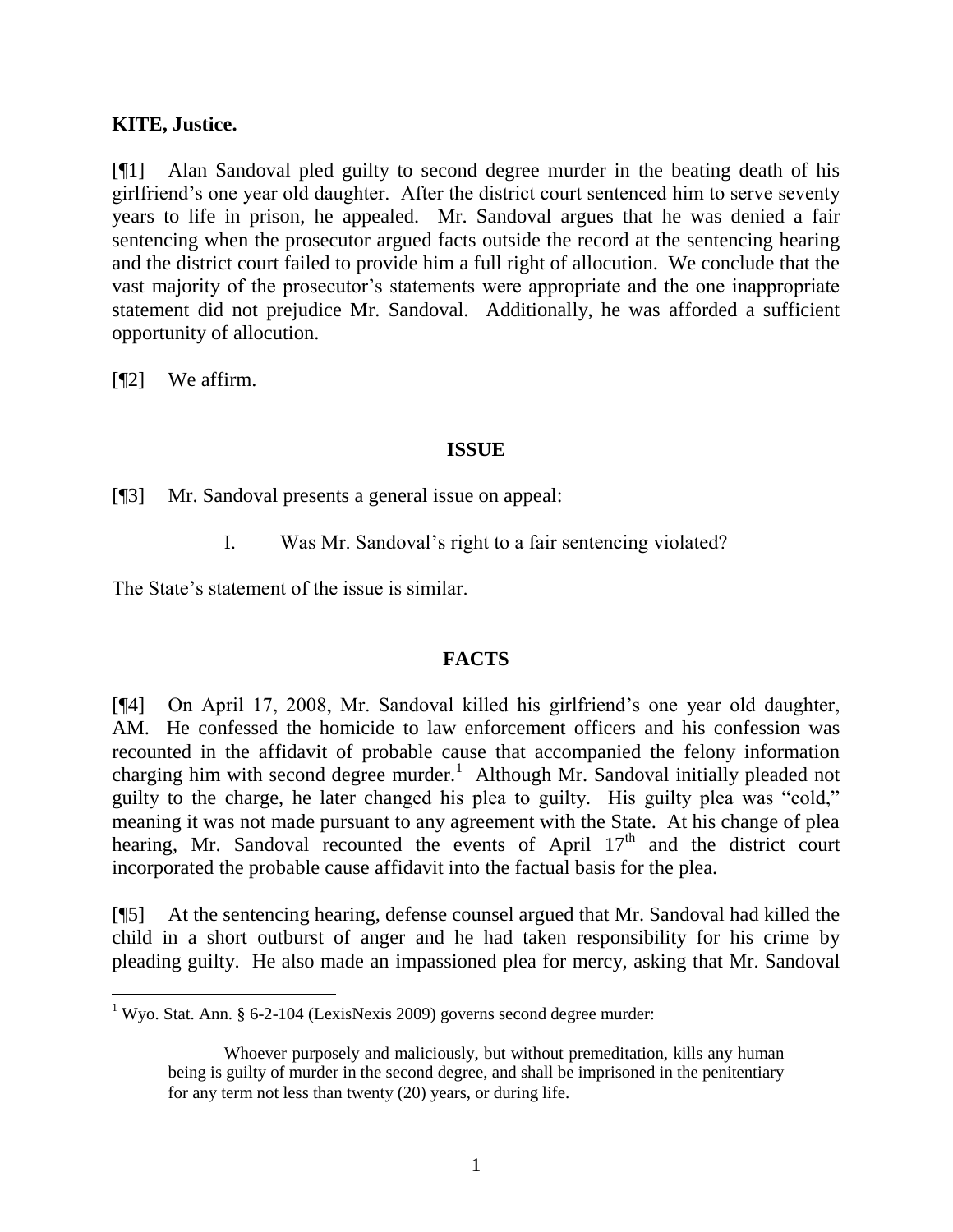**KITE, Justice.**

[¶1] Alan Sandoval pled guilty to second degree murder in the beating death of his girlfriend's one year old daughter. After the district court sentenced him to serve seventy years to life in prison, he appealed. Mr. Sandoval argues that he was denied a fair sentencing when the prosecutor argued facts outside the record at the sentencing hearing and the district court failed to provide him a full right of allocution. We conclude that the vast majority of the prosecutor's statements were appropriate and the one inappropriate statement did not prejudice Mr. Sandoval. Additionally, he was afforded a sufficient opportunity of allocution.

[¶2] We affirm.

## ISSUE

[¶3] Mr. Sandoval presents a general issue on appeal:

> I. Was Mr. Sandoval's right to a fair sentencing violated?

The State's statement of the issue is similar.

## FACTS

[¶4] On April 17, 2008, Mr. Sandoval killed his girlfriend's one year old daughter, AM. He confessed the homicide to law enforcement officers and his confession was recounted in the affidavit of probable cause that accompanied the felony information charging him with second degree murder.[1] Although Mr. Sandoval initially pleaded not guilty to the charge, he later changed his plea to guilty. His guilty plea was "cold," meaning it was not made pursuant to any agreement with the State. At his change of plea hearing, Mr. Sandoval recounted the events of April 17th and the district court incorporated the probable cause affidavit into the factual basis for the plea.

[¶5] At the sentencing hearing, defense counsel argued that Mr. Sandoval had killed the child in a short outburst of anger and he had taken responsibility for his crime by pleading guilty. He also made an impassioned plea for mercy, asking that Mr. Sandoval

---

[1] Wyo. Stat. Ann. § 6-2-104 (LexisNexis 2009) governs second degree murder:

> Whoever purposely and maliciously, but without premeditation, kills any human being is guilty of murder in the second degree, and shall be imprisoned in the penitentiary for any term not less than twenty (20) years, or during life.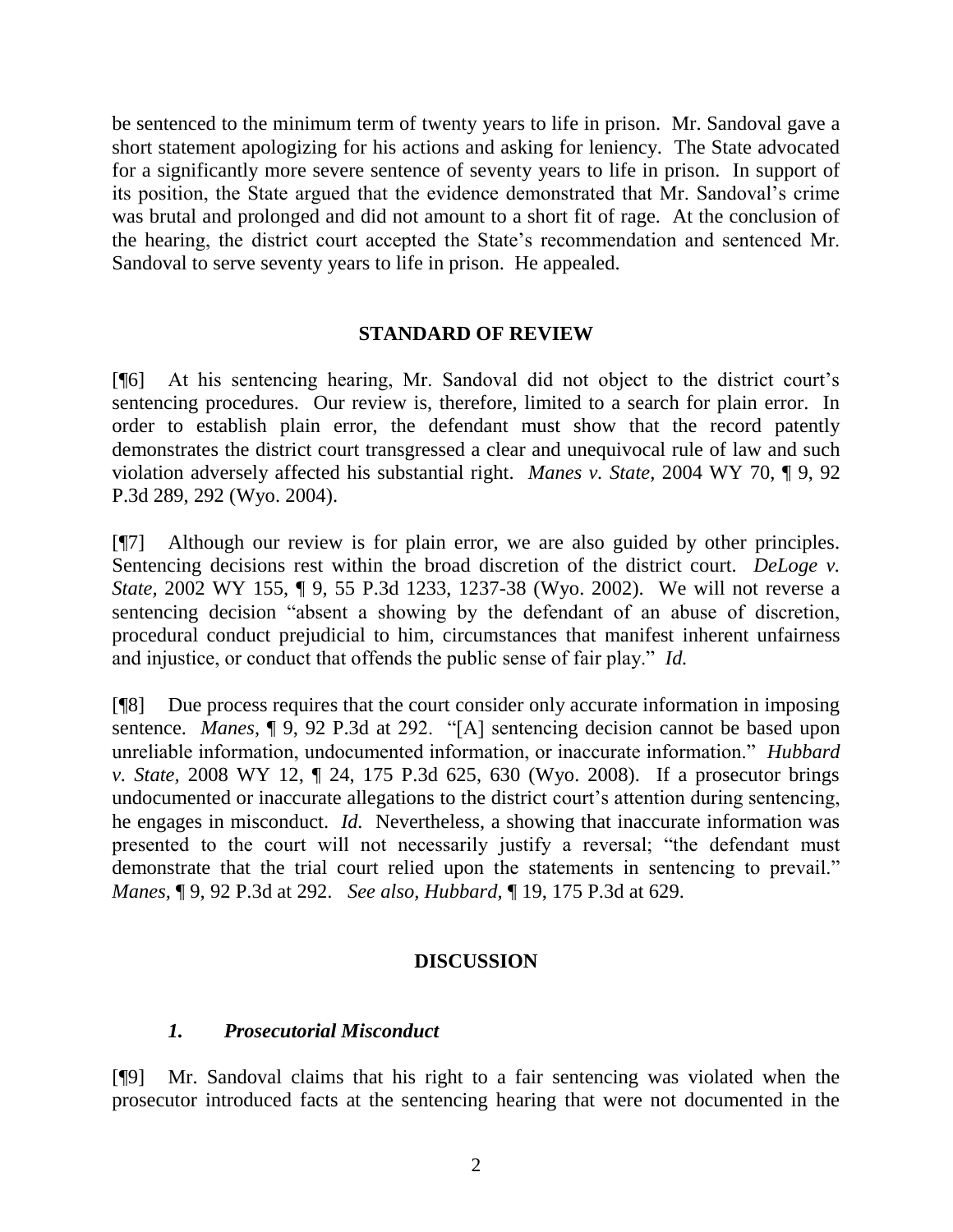be sentenced to the minimum term of twenty years to life in prison. Mr. Sandoval gave a short statement apologizing for his actions and asking for leniency. The State advocated for a significantly more severe sentence of seventy years to life in prison. In support of its position, the State argued that the evidence demonstrated that Mr. Sandoval's crime was brutal and prolonged and did not amount to a short fit of rage. At the conclusion of the hearing, the district court accepted the State's recommendation and sentenced Mr. Sandoval to serve seventy years to life in prison. He appealed.

## STANDARD OF REVIEW

[¶6] At his sentencing hearing, Mr. Sandoval did not object to the district court's sentencing procedures. Our review is, therefore, limited to a search for plain error. In order to establish plain error, the defendant must show that the record patently demonstrates the district court transgressed a clear and unequivocal rule of law and such violation adversely affected his substantial right. *Manes v. State,* 2004 WY 70, ¶ 9, 92 P.3d 289, 292 (Wyo. 2004).

[¶7] Although our review is for plain error, we are also guided by other principles. Sentencing decisions rest within the broad discretion of the district court. *DeLoge v. State,* 2002 WY 155, ¶ 9, 55 P.3d 1233, 1237-38 (Wyo. 2002). We will not reverse a sentencing decision "absent a showing by the defendant of an abuse of discretion, procedural conduct prejudicial to him, circumstances that manifest inherent unfairness and injustice, or conduct that offends the public sense of fair play." *Id.*

[¶8] Due process requires that the court consider only accurate information in imposing sentence. *Manes*, ¶ 9, 92 P.3d at 292. "[A] sentencing decision cannot be based upon unreliable information, undocumented information, or inaccurate information." *Hubbard v. State,* 2008 WY 12, ¶ 24, 175 P.3d 625, 630 (Wyo. 2008). If a prosecutor brings undocumented or inaccurate allegations to the district court's attention during sentencing, he engages in misconduct. *Id.* Nevertheless, a showing that inaccurate information was presented to the court will not necessarily justify a reversal; "the defendant must demonstrate that the trial court relied upon the statements in sentencing to prevail." *Manes,* ¶ 9, 92 P.3d at 292. *See also, Hubbard,* ¶ 19, 175 P.3d at 629.

## DISCUSSION

### *1. Prosecutorial Misconduct*

[¶9] Mr. Sandoval claims that his right to a fair sentencing was violated when the prosecutor introduced facts at the sentencing hearing that were not documented in the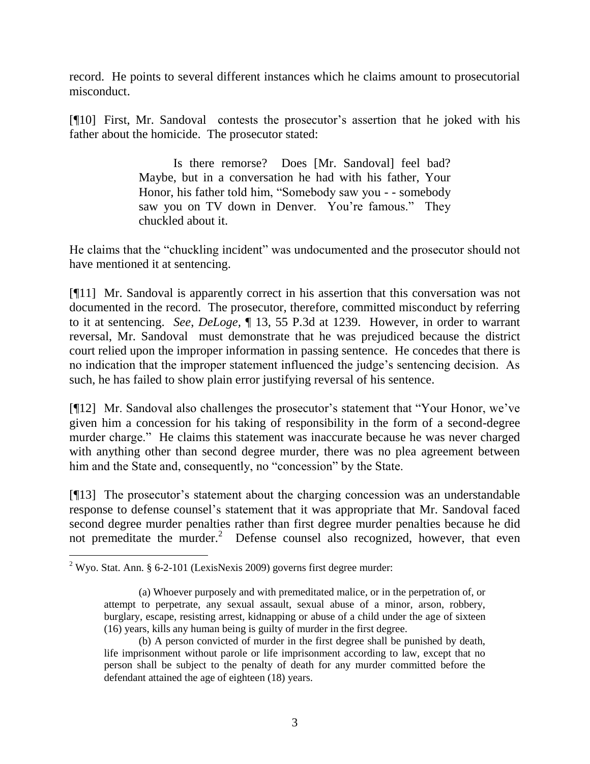record. He points to several different instances which he claims amount to prosecutorial misconduct.

[¶10] First, Mr. Sandoval contests the prosecutor's assertion that he joked with his father about the homicide. The prosecutor stated:

> Is there remorse? Does [Mr. Sandoval] feel bad? Maybe, but in a conversation he had with his father, Your Honor, his father told him, "Somebody saw you - - somebody saw you on TV down in Denver. You're famous." They chuckled about it.

He claims that the "chuckling incident" was undocumented and the prosecutor should not have mentioned it at sentencing.

[¶11] Mr. Sandoval is apparently correct in his assertion that this conversation was not documented in the record. The prosecutor, therefore, committed misconduct by referring to it at sentencing. *See, DeLoge*, ¶ 13, 55 P.3d at 1239. However, in order to warrant reversal, Mr. Sandoval must demonstrate that he was prejudiced because the district court relied upon the improper information in passing sentence. He concedes that there is no indication that the improper statement influenced the judge's sentencing decision. As such, he has failed to show plain error justifying reversal of his sentence.

[¶12] Mr. Sandoval also challenges the prosecutor's statement that "Your Honor, we've given him a concession for his taking of responsibility in the form of a second-degree murder charge." He claims this statement was inaccurate because he was never charged with anything other than second degree murder, there was no plea agreement between him and the State and, consequently, no "concession" by the State.

[¶13] The prosecutor's statement about the charging concession was an understandable response to defense counsel's statement that it was appropriate that Mr. Sandoval faced second degree murder penalties rather than first degree murder penalties because he did not premeditate the murder.[2] Defense counsel also recognized, however, that even

---

[2] Wyo. Stat. Ann. § 6-2-101 (LexisNexis 2009) governs first degree murder:

> (a) Whoever purposely and with premeditated malice, or in the perpetration of, or attempt to perpetrate, any sexual assault, sexual abuse of a minor, arson, robbery, burglary, escape, resisting arrest, kidnapping or abuse of a child under the age of sixteen (16) years, kills any human being is guilty of murder in the first degree.
>
> (b) A person convicted of murder in the first degree shall be punished by death, life imprisonment without parole or life imprisonment according to law, except that no person shall be subject to the penalty of death for any murder committed before the defendant attained the age of eighteen (18) years.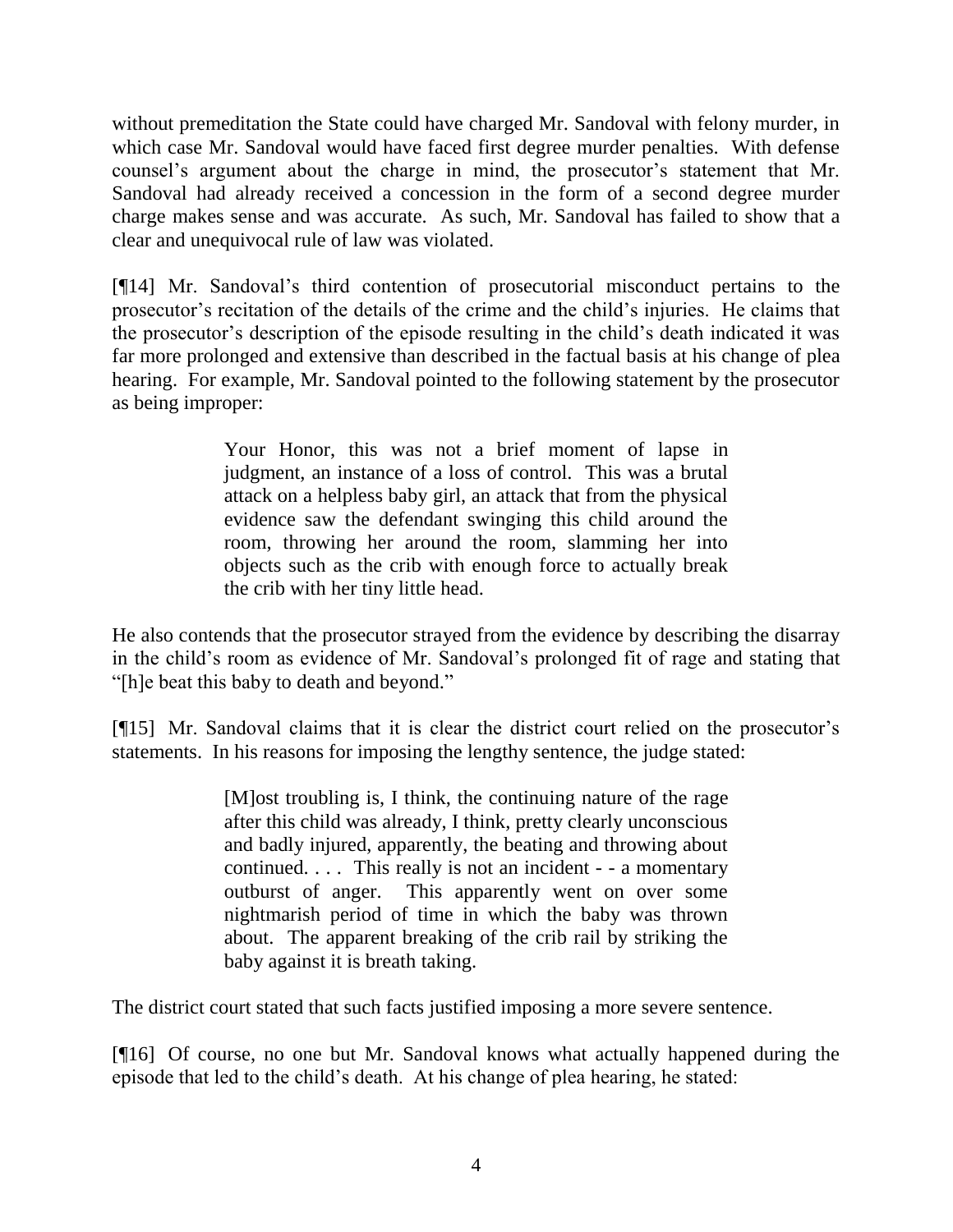without premeditation the State could have charged Mr. Sandoval with felony murder, in which case Mr. Sandoval would have faced first degree murder penalties. With defense counsel's argument about the charge in mind, the prosecutor's statement that Mr. Sandoval had already received a concession in the form of a second degree murder charge makes sense and was accurate. As such, Mr. Sandoval has failed to show that a clear and unequivocal rule of law was violated.

[¶14] Mr. Sandoval's third contention of prosecutorial misconduct pertains to the prosecutor's recitation of the details of the crime and the child's injuries. He claims that the prosecutor's description of the episode resulting in the child's death indicated it was far more prolonged and extensive than described in the factual basis at his change of plea hearing. For example, Mr. Sandoval pointed to the following statement by the prosecutor as being improper:

> Your Honor, this was not a brief moment of lapse in judgment, an instance of a loss of control. This was a brutal attack on a helpless baby girl, an attack that from the physical evidence saw the defendant swinging this child around the room, throwing her around the room, slamming her into objects such as the crib with enough force to actually break the crib with her tiny little head.

He also contends that the prosecutor strayed from the evidence by describing the disarray in the child's room as evidence of Mr. Sandoval's prolonged fit of rage and stating that "[h]e beat this baby to death and beyond."

[¶15] Mr. Sandoval claims that it is clear the district court relied on the prosecutor's statements. In his reasons for imposing the lengthy sentence, the judge stated:

> [M]ost troubling is, I think, the continuing nature of the rage after this child was already, I think, pretty clearly unconscious and badly injured, apparently, the beating and throwing about continued. . . . This really is not an incident - - a momentary outburst of anger. This apparently went on over some nightmarish period of time in which the baby was thrown about. The apparent breaking of the crib rail by striking the baby against it is breath taking.

The district court stated that such facts justified imposing a more severe sentence.

[¶16] Of course, no one but Mr. Sandoval knows what actually happened during the episode that led to the child's death. At his change of plea hearing, he stated: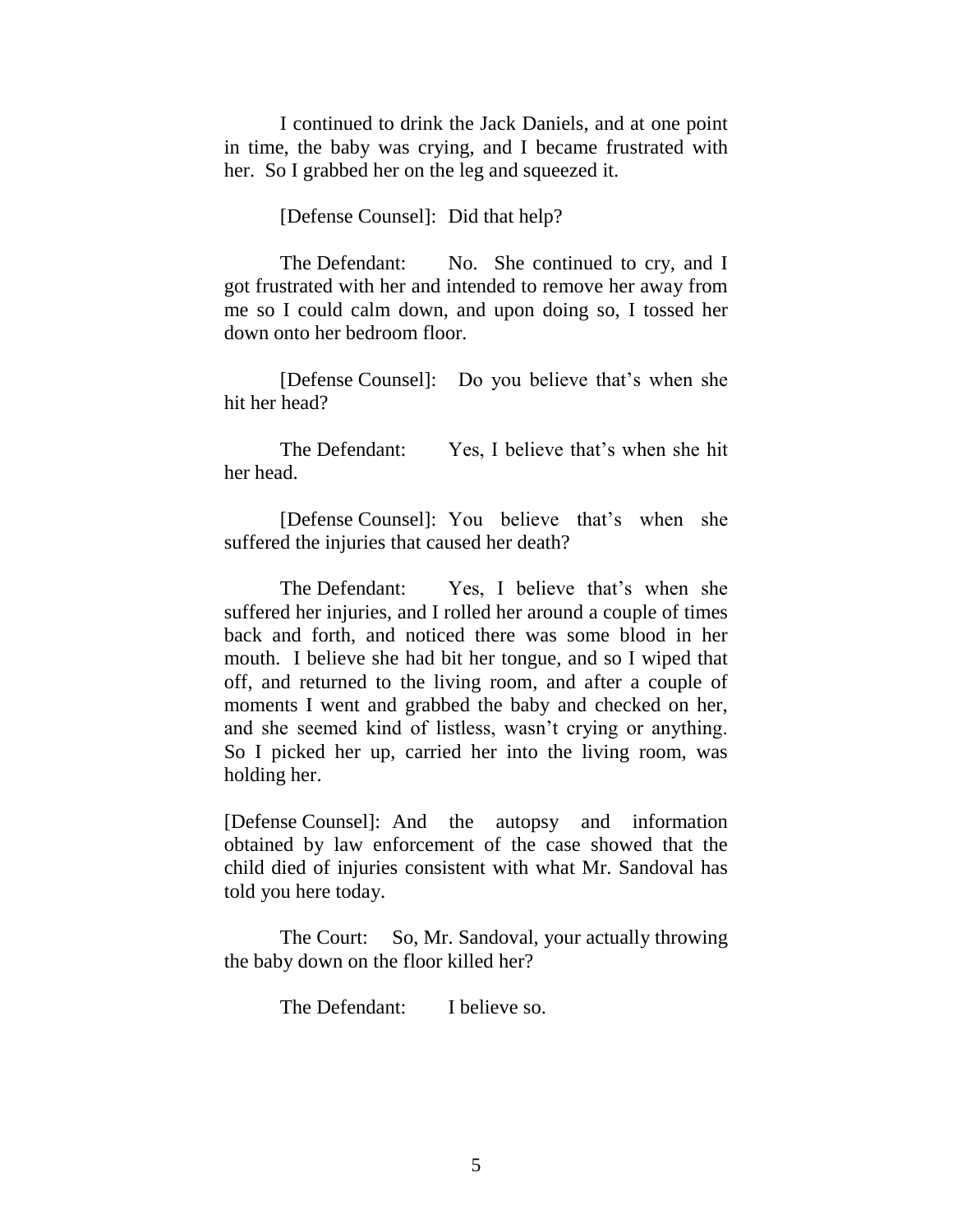I continued to drink the Jack Daniels, and at one point in time, the baby was crying, and I became frustrated with her. So I grabbed her on the leg and squeezed it.

[Defense Counsel]: Did that help?

The Defendant: No. She continued to cry, and I got frustrated with her and intended to remove her away from me so I could calm down, and upon doing so, I tossed her down onto her bedroom floor.

[Defense Counsel]: Do you believe that's when she hit her head?

The Defendant: Yes, I believe that's when she hit her head.

[Defense Counsel]: You believe that's when she suffered the injuries that caused her death?

The Defendant: Yes, I believe that's when she suffered her injuries, and I rolled her around a couple of times back and forth, and noticed there was some blood in her mouth. I believe she had bit her tongue, and so I wiped that off, and returned to the living room, and after a couple of moments I went and grabbed the baby and checked on her, and she seemed kind of listless, wasn't crying or anything. So I picked her up, carried her into the living room, was holding her.

[Defense Counsel]: And the autopsy and information obtained by law enforcement of the case showed that the child died of injuries consistent with what Mr. Sandoval has told you here today.

The Court: So, Mr. Sandoval, your actually throwing the baby down on the floor killed her?

The Defendant: I believe so.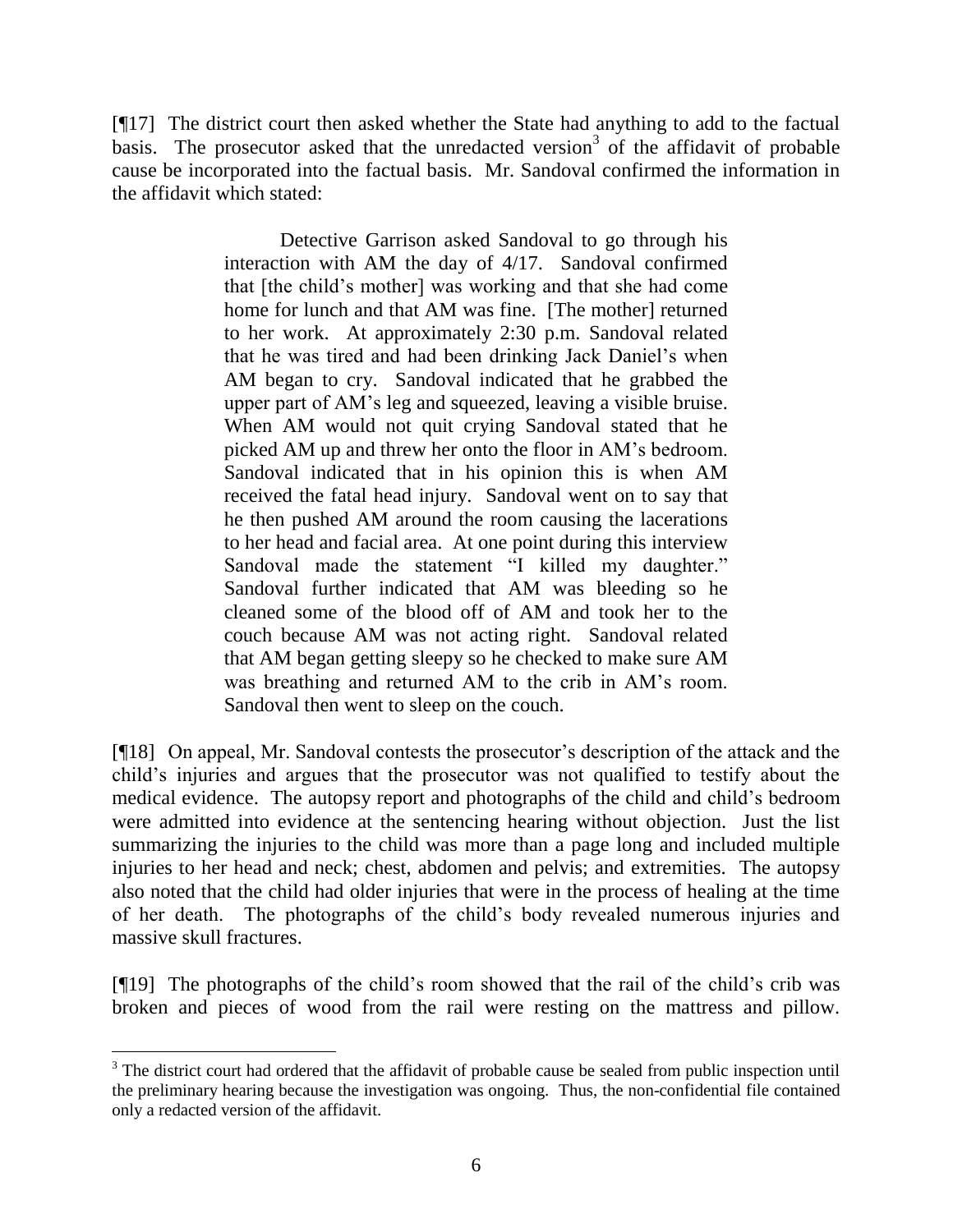[¶17] The district court then asked whether the State had anything to add to the factual basis. The prosecutor asked that the unredacted version[3] of the affidavit of probable cause be incorporated into the factual basis. Mr. Sandoval confirmed the information in the affidavit which stated:

> Detective Garrison asked Sandoval to go through his interaction with AM the day of 4/17. Sandoval confirmed that [the child's mother] was working and that she had come home for lunch and that AM was fine. [The mother] returned to her work. At approximately 2:30 p.m. Sandoval related that he was tired and had been drinking Jack Daniel's when AM began to cry. Sandoval indicated that he grabbed the upper part of AM's leg and squeezed, leaving a visible bruise. When AM would not quit crying Sandoval stated that he picked AM up and threw her onto the floor in AM's bedroom. Sandoval indicated that in his opinion this is when AM received the fatal head injury. Sandoval went on to say that he then pushed AM around the room causing the lacerations to her head and facial area. At one point during this interview Sandoval made the statement "I killed my daughter." Sandoval further indicated that AM was bleeding so he cleaned some of the blood off of AM and took her to the couch because AM was not acting right. Sandoval related that AM began getting sleepy so he checked to make sure AM was breathing and returned AM to the crib in AM's room. Sandoval then went to sleep on the couch.

[¶18] On appeal, Mr. Sandoval contests the prosecutor's description of the attack and the child's injuries and argues that the prosecutor was not qualified to testify about the medical evidence. The autopsy report and photographs of the child and child's bedroom were admitted into evidence at the sentencing hearing without objection. Just the list summarizing the injuries to the child was more than a page long and included multiple injuries to her head and neck; chest, abdomen and pelvis; and extremities. The autopsy also noted that the child had older injuries that were in the process of healing at the time of her death. The photographs of the child's body revealed numerous injuries and massive skull fractures.

[¶19] The photographs of the child's room showed that the rail of the child's crib was broken and pieces of wood from the rail were resting on the mattress and pillow.

---

[3] The district court had ordered that the affidavit of probable cause be sealed from public inspection until the preliminary hearing because the investigation was ongoing. Thus, the non-confidential file contained only a redacted version of the affidavit.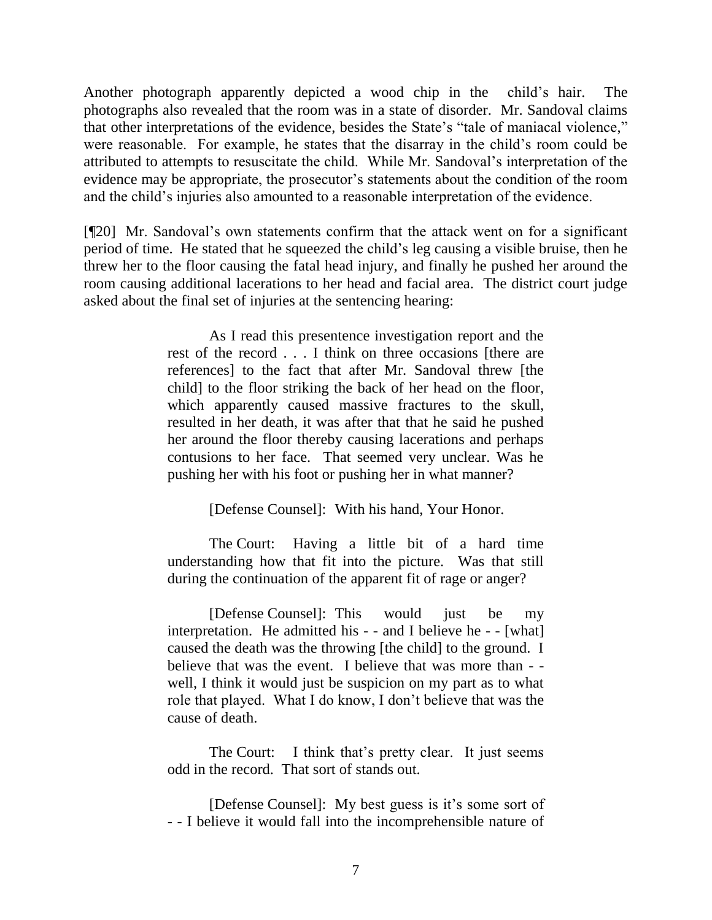Another photograph apparently depicted a wood chip in the child's hair. The photographs also revealed that the room was in a state of disorder. Mr. Sandoval claims that other interpretations of the evidence, besides the State's "tale of maniacal violence," were reasonable. For example, he states that the disarray in the child's room could be attributed to attempts to resuscitate the child. While Mr. Sandoval's interpretation of the evidence may be appropriate, the prosecutor's statements about the condition of the room and the child's injuries also amounted to a reasonable interpretation of the evidence.

[¶20] Mr. Sandoval's own statements confirm that the attack went on for a significant period of time. He stated that he squeezed the child's leg causing a visible bruise, then he threw her to the floor causing the fatal head injury, and finally he pushed her around the room causing additional lacerations to her head and facial area. The district court judge asked about the final set of injuries at the sentencing hearing:

> As I read this presentence investigation report and the rest of the record . . . I think on three occasions [there are references] to the fact that after Mr. Sandoval threw [the child] to the floor striking the back of her head on the floor, which apparently caused massive fractures to the skull, resulted in her death, it was after that that he said he pushed her around the floor thereby causing lacerations and perhaps contusions to her face. That seemed very unclear. Was he pushing her with his foot or pushing her in what manner?
>
> [Defense Counsel]: With his hand, Your Honor.
>
> The Court: Having a little bit of a hard time understanding how that fit into the picture. Was that still during the continuation of the apparent fit of rage or anger?
>
> [Defense Counsel]: This would just be my interpretation. He admitted his - - and I believe he - - [what] caused the death was the throwing [the child] to the ground. I believe that was the event. I believe that was more than - - well, I think it would just be suspicion on my part as to what role that played. What I do know, I don't believe that was the cause of death.
>
> The Court: I think that's pretty clear. It just seems odd in the record. That sort of stands out.
>
> [Defense Counsel]: My best guess is it's some sort of - - I believe it would fall into the incomprehensible nature of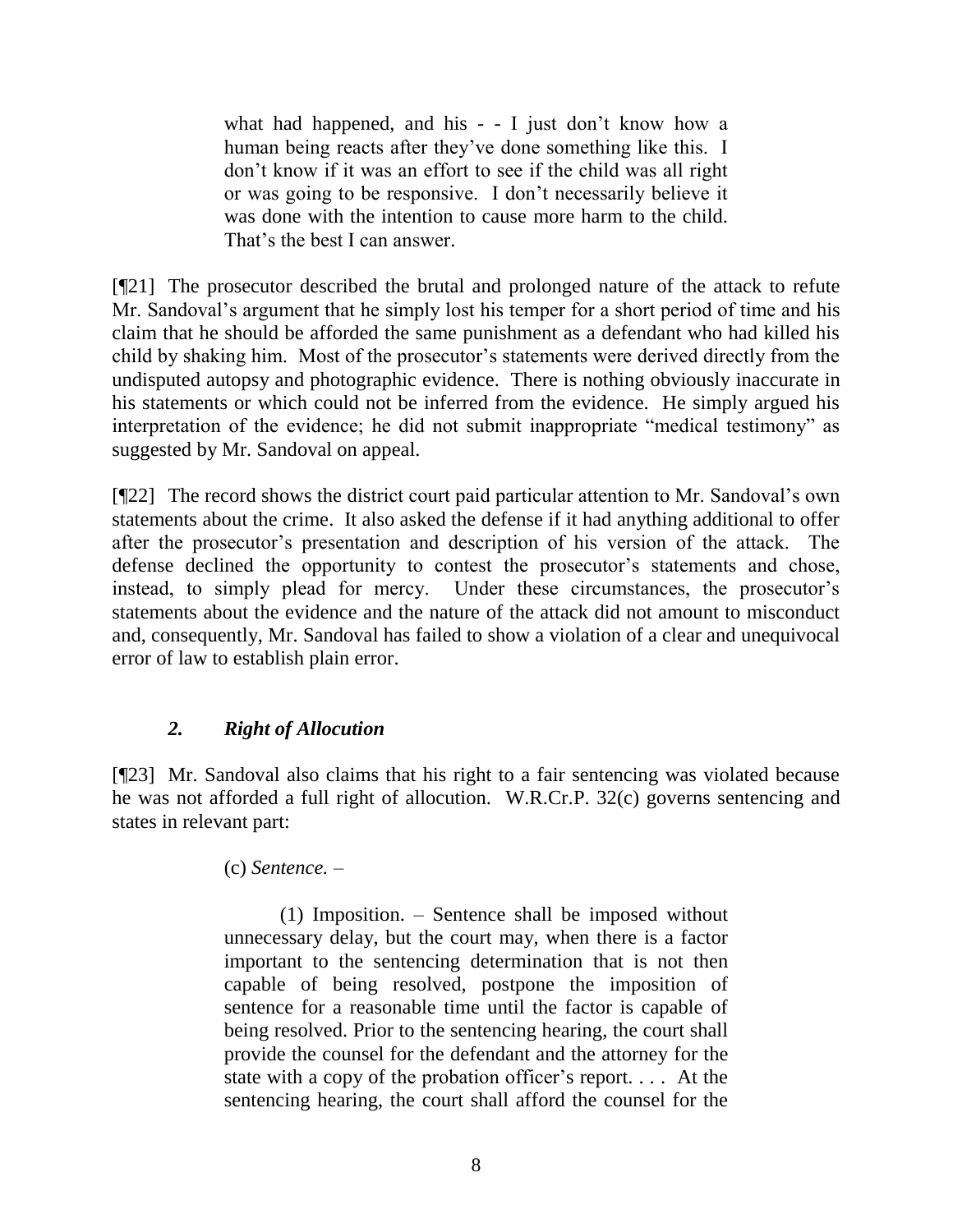> what had happened, and his - - I just don't know how a human being reacts after they've done something like this. I don't know if it was an effort to see if the child was all right or was going to be responsive. I don't necessarily believe it was done with the intention to cause more harm to the child. That's the best I can answer.

[¶21] The prosecutor described the brutal and prolonged nature of the attack to refute Mr. Sandoval's argument that he simply lost his temper for a short period of time and his claim that he should be afforded the same punishment as a defendant who had killed his child by shaking him. Most of the prosecutor's statements were derived directly from the undisputed autopsy and photographic evidence. There is nothing obviously inaccurate in his statements or which could not be inferred from the evidence. He simply argued his interpretation of the evidence; he did not submit inappropriate "medical testimony" as suggested by Mr. Sandoval on appeal.

[¶22] The record shows the district court paid particular attention to Mr. Sandoval's own statements about the crime. It also asked the defense if it had anything additional to offer after the prosecutor's presentation and description of his version of the attack. The defense declined the opportunity to contest the prosecutor's statements and chose, instead, to simply plead for mercy. Under these circumstances, the prosecutor's statements about the evidence and the nature of the attack did not amount to misconduct and, consequently, Mr. Sandoval has failed to show a violation of a clear and unequivocal error of law to establish plain error.

### *2. Right of Allocution*

[¶23] Mr. Sandoval also claims that his right to a fair sentencing was violated because he was not afforded a full right of allocution. W.R.Cr.P. 32(c) governs sentencing and states in relevant part:

> (c) *Sentence.* –
>
> (1) Imposition. – Sentence shall be imposed without unnecessary delay, but the court may, when there is a factor important to the sentencing determination that is not then capable of being resolved, postpone the imposition of sentence for a reasonable time until the factor is capable of being resolved. Prior to the sentencing hearing, the court shall provide the counsel for the defendant and the attorney for the state with a copy of the probation officer's report. . . . At the sentencing hearing, the court shall afford the counsel for the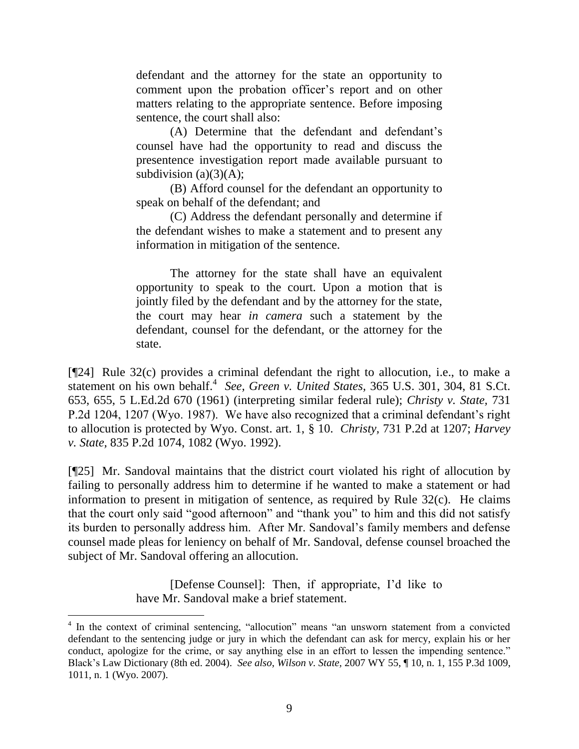> defendant and the attorney for the state an opportunity to comment upon the probation officer's report and on other matters relating to the appropriate sentence. Before imposing sentence, the court shall also:
>
> (A) Determine that the defendant and defendant's counsel have had the opportunity to read and discuss the presentence investigation report made available pursuant to subdivision (a)(3)(A);
>
> (B) Afford counsel for the defendant an opportunity to speak on behalf of the defendant; and
>
> (C) Address the defendant personally and determine if the defendant wishes to make a statement and to present any information in mitigation of the sentence.
>
> The attorney for the state shall have an equivalent opportunity to speak to the court. Upon a motion that is jointly filed by the defendant and by the attorney for the state, the court may hear *in camera* such a statement by the defendant, counsel for the defendant, or the attorney for the state.

[¶24] Rule 32(c) provides a criminal defendant the right to allocution, i.e., to make a statement on his own behalf.[4] *See, Green v. United States*, 365 U.S. 301, 304, 81 S.Ct. 653, 655, 5 L.Ed.2d 670 (1961) (interpreting similar federal rule); *Christy v. State*, 731 P.2d 1204, 1207 (Wyo. 1987). We have also recognized that a criminal defendant's right to allocution is protected by Wyo. Const. art. 1, § 10. *Christy*, 731 P.2d at 1207; *Harvey v. State*, 835 P.2d 1074, 1082 (Wyo. 1992).

[¶25] Mr. Sandoval maintains that the district court violated his right of allocution by failing to personally address him to determine if he wanted to make a statement or had information to present in mitigation of sentence, as required by Rule 32(c). He claims that the court only said "good afternoon" and "thank you" to him and this did not satisfy its burden to personally address him. After Mr. Sandoval's family members and defense counsel made pleas for leniency on behalf of Mr. Sandoval, defense counsel broached the subject of Mr. Sandoval offering an allocution.

> [Defense Counsel]: Then, if appropriate, I'd like to have Mr. Sandoval make a brief statement.

---

[4] In the context of criminal sentencing, "allocution" means "an unsworn statement from a convicted defendant to the sentencing judge or jury in which the defendant can ask for mercy, explain his or her conduct, apologize for the crime, or say anything else in an effort to lessen the impending sentence." Black's Law Dictionary (8th ed. 2004). *See also*, *Wilson v. State*, 2007 WY 55, ¶ 10, n. 1, 155 P.3d 1009, 1011, n. 1 (Wyo. 2007).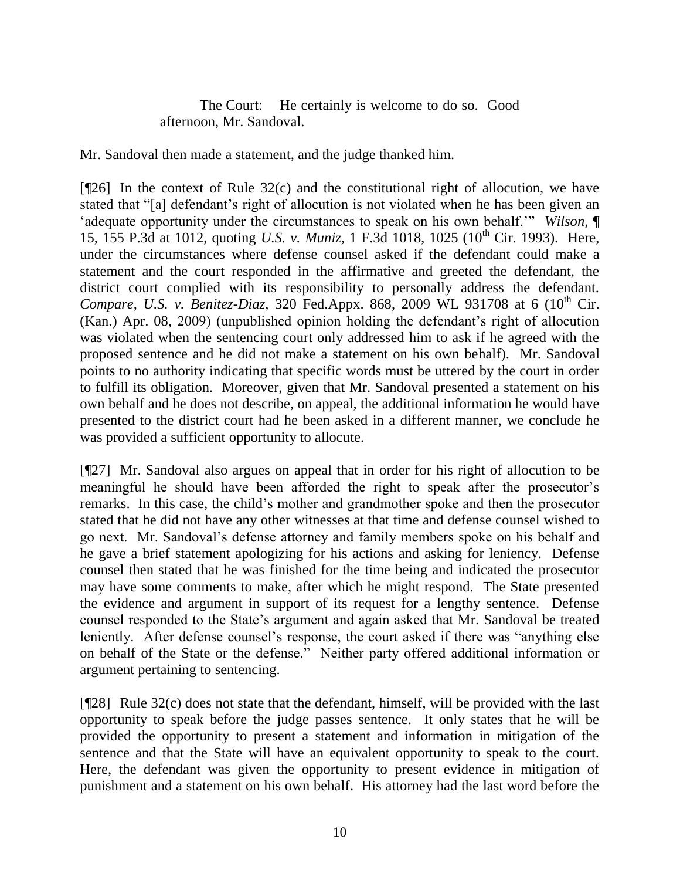> The Court: He certainly is welcome to do so. Good afternoon, Mr. Sandoval.

Mr. Sandoval then made a statement, and the judge thanked him.

[¶26] In the context of Rule 32(c) and the constitutional right of allocution, we have stated that "[a] defendant's right of allocution is not violated when he has been given an 'adequate opportunity under the circumstances to speak on his own behalf.'" *Wilson,* ¶ 15, 155 P.3d at 1012, quoting *U.S. v. Muniz,* 1 F.3d 1018, 1025 (10th Cir. 1993). Here, under the circumstances where defense counsel asked if the defendant could make a statement and the court responded in the affirmative and greeted the defendant, the district court complied with its responsibility to personally address the defendant. *Compare, U.S. v. Benitez-Diaz,* 320 Fed.Appx. 868, 2009 WL 931708 at 6 (10th Cir. (Kan.) Apr. 08, 2009) (unpublished opinion holding the defendant's right of allocution was violated when the sentencing court only addressed him to ask if he agreed with the proposed sentence and he did not make a statement on his own behalf). Mr. Sandoval points to no authority indicating that specific words must be uttered by the court in order to fulfill its obligation. Moreover, given that Mr. Sandoval presented a statement on his own behalf and he does not describe, on appeal, the additional information he would have presented to the district court had he been asked in a different manner, we conclude he was provided a sufficient opportunity to allocute.

[¶27] Mr. Sandoval also argues on appeal that in order for his right of allocution to be meaningful he should have been afforded the right to speak after the prosecutor's remarks. In this case, the child's mother and grandmother spoke and then the prosecutor stated that he did not have any other witnesses at that time and defense counsel wished to go next. Mr. Sandoval's defense attorney and family members spoke on his behalf and he gave a brief statement apologizing for his actions and asking for leniency. Defense counsel then stated that he was finished for the time being and indicated the prosecutor may have some comments to make, after which he might respond. The State presented the evidence and argument in support of its request for a lengthy sentence. Defense counsel responded to the State's argument and again asked that Mr. Sandoval be treated leniently. After defense counsel's response, the court asked if there was "anything else on behalf of the State or the defense." Neither party offered additional information or argument pertaining to sentencing.

[¶28] Rule 32(c) does not state that the defendant, himself, will be provided with the last opportunity to speak before the judge passes sentence. It only states that he will be provided the opportunity to present a statement and information in mitigation of the sentence and that the State will have an equivalent opportunity to speak to the court. Here, the defendant was given the opportunity to present evidence in mitigation of punishment and a statement on his own behalf. His attorney had the last word before the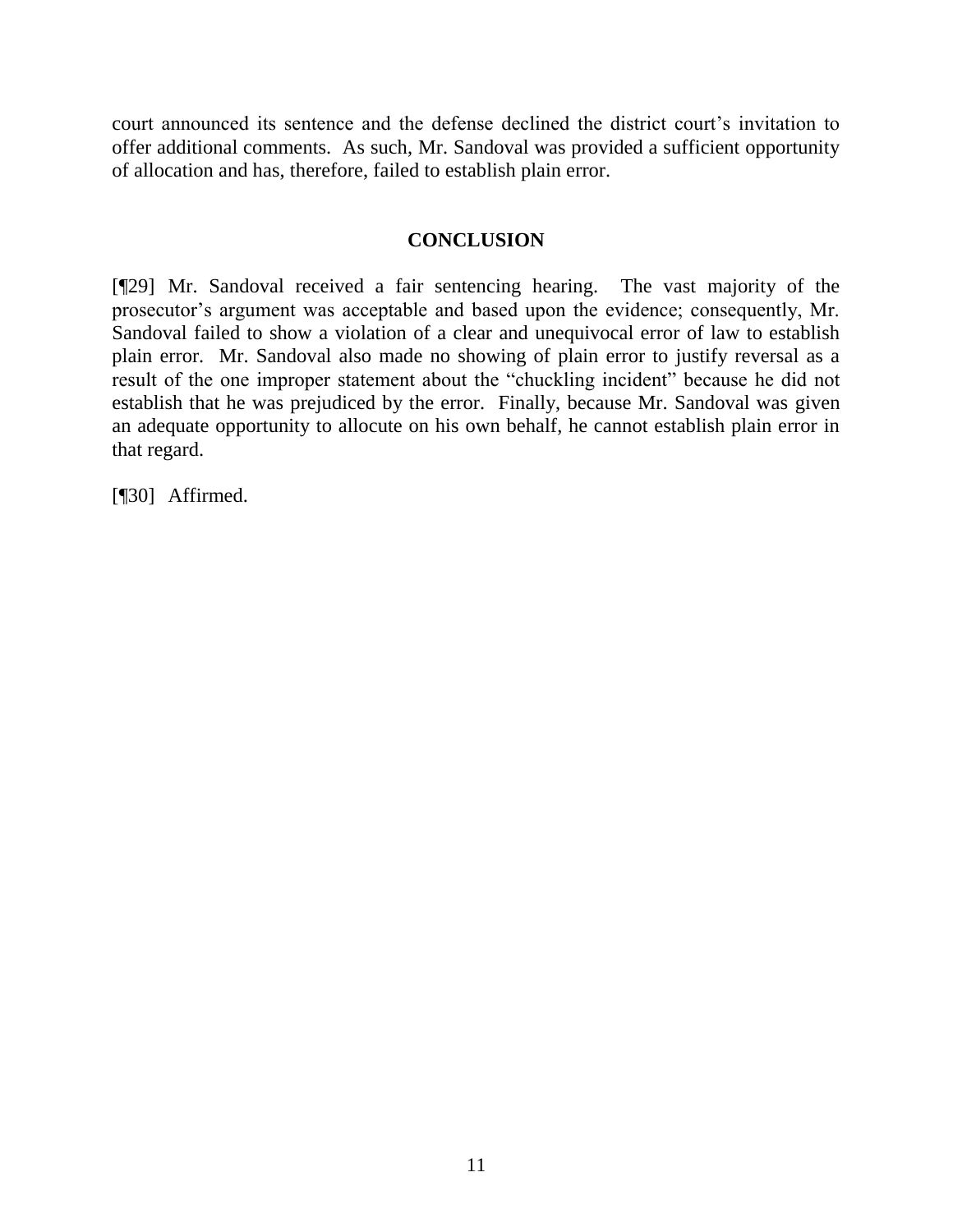court announced its sentence and the defense declined the district court's invitation to offer additional comments. As such, Mr. Sandoval was provided a sufficient opportunity of allocation and has, therefore, failed to establish plain error.

## CONCLUSION

[¶29] Mr. Sandoval received a fair sentencing hearing. The vast majority of the prosecutor's argument was acceptable and based upon the evidence; consequently, Mr. Sandoval failed to show a violation of a clear and unequivocal error of law to establish plain error. Mr. Sandoval also made no showing of plain error to justify reversal as a result of the one improper statement about the "chuckling incident" because he did not establish that he was prejudiced by the error. Finally, because Mr. Sandoval was given an adequate opportunity to allocute on his own behalf, he cannot establish plain error in that regard.

[¶30] Affirmed.